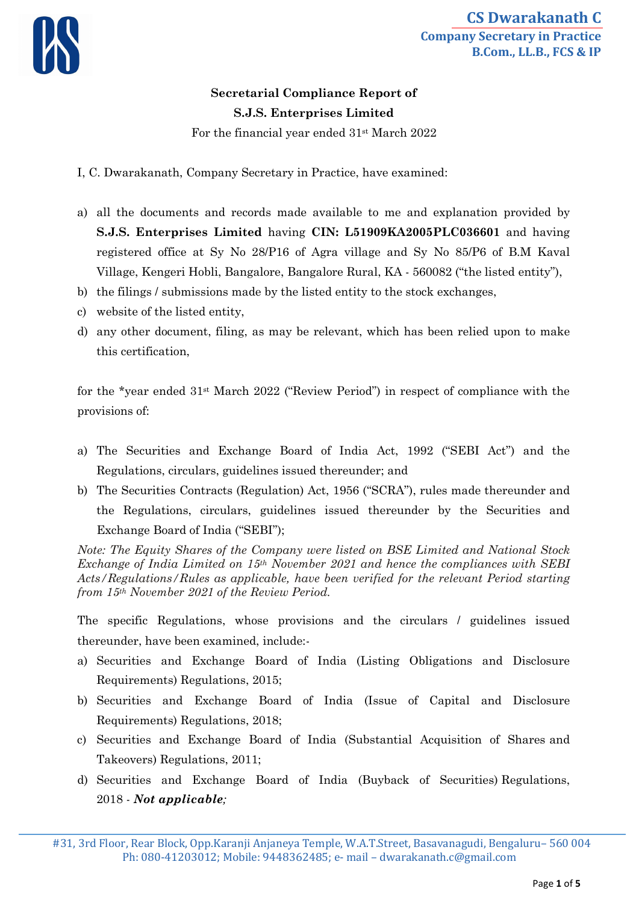**CS Dwarakanath C**
**Company Secretary in Practice**
**B.Com., LL.B., FCS & IP**

**Secretarial Compliance Report of**
**S.J.S. Enterprises Limited**
For the financial year ended 31st March 2022

I, C. Dwarakanath, Company Secretary in Practice, have examined:

a) all the documents and records made available to me and explanation provided by **S.J.S. Enterprises Limited** having **CIN: L51909KA2005PLC036601** and having registered office at Sy No 28/P16 of Agra village and Sy No 85/P6 of B.M Kaval Village, Kengeri Hobli, Bangalore, Bangalore Rural, KA - 560082 ("the listed entity"),
b) the filings / submissions made by the listed entity to the stock exchanges,
c) website of the listed entity,
d) any other document, filing, as may be relevant, which has been relied upon to make this certification,

for the *year ended 31st March 2022 ("Review Period") in respect of compliance with the provisions of:

a) The Securities and Exchange Board of India Act, 1992 ("SEBI Act") and the Regulations, circulars, guidelines issued thereunder; and
b) The Securities Contracts (Regulation) Act, 1956 ("SCRA"), rules made thereunder and the Regulations, circulars, guidelines issued thereunder by the Securities and Exchange Board of India ("SEBI");

*Note: The Equity Shares of the Company were listed on BSE Limited and National Stock Exchange of India Limited on 15th November 2021 and hence the compliances with SEBI Acts/Regulations/Rules as applicable, have been verified for the relevant Period starting from 15th November 2021 of the Review Period.*

The specific Regulations, whose provisions and the circulars / guidelines issued thereunder, have been examined, include:-

a) Securities and Exchange Board of India (Listing Obligations and Disclosure Requirements) Regulations, 2015;
b) Securities and Exchange Board of India (Issue of Capital and Disclosure Requirements) Regulations, 2018;
c) Securities and Exchange Board of India (Substantial Acquisition of Shares and Takeovers) Regulations, 2011;
d) Securities and Exchange Board of India (Buyback of Securities) Regulations, 2018 - ***Not applicable;***

#31, 3rd Floor, Rear Block, Opp.Karanji Anjaneya Temple, W.A.T.Street, Basavanagudi, Bengaluru– 560 004
Ph: 080-41203012; Mobile: 9448362485; e- mail – dwarakanath.c@gmail.com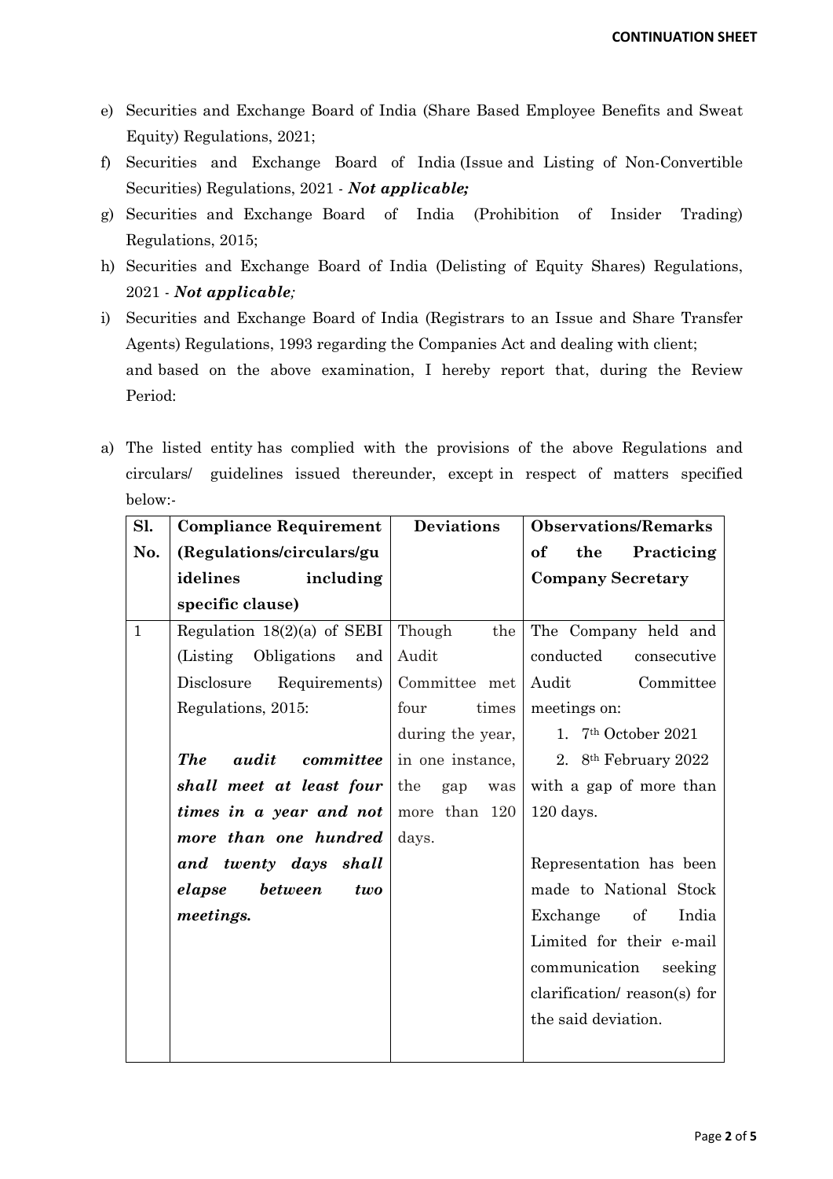e) Securities and Exchange Board of India (Share Based Employee Benefits and Sweat Equity) Regulations, 2021;

f) Securities and Exchange Board of India (Issue and Listing of Non-Convertible Securities) Regulations, 2021 - ***Not applicable;***

g) Securities and Exchange Board of India (Prohibition of Insider Trading) Regulations, 2015;

h) Securities and Exchange Board of India (Delisting of Equity Shares) Regulations, 2021 - ***Not applicable;***

i) Securities and Exchange Board of India (Registrars to an Issue and Share Transfer Agents) Regulations, 1993 regarding the Companies Act and dealing with client;

and based on the above examination, I hereby report that, during the Review Period:

a) The listed entity has complied with the provisions of the above Regulations and circulars/ guidelines issued thereunder, except in respect of matters specified below:-

| Sl. No. | Compliance Requirement (Regulations/circulars/guidelines including specific clause) | Deviations | Observations/Remarks of the Practicing Company Secretary |
|---|---|---|---|
| 1 | Regulation 18(2)(a) of SEBI (Listing Obligations and Disclosure Requirements) Regulations, 2015:<br><br>***The audit committee shall meet at least four times in a year and not more than one hundred and twenty days shall elapse between two meetings.*** | Though the Audit Committee met four times during the year, in one instance, the gap was more than 120 days. | The Company held and conducted consecutive Audit Committee meetings on:<br>1. 7th October 2021<br>2. 8th February 2022<br>with a gap of more than 120 days.<br><br>Representation has been made to National Stock Exchange of India Limited for their e-mail communication seeking clarification/ reason(s) for the said deviation. |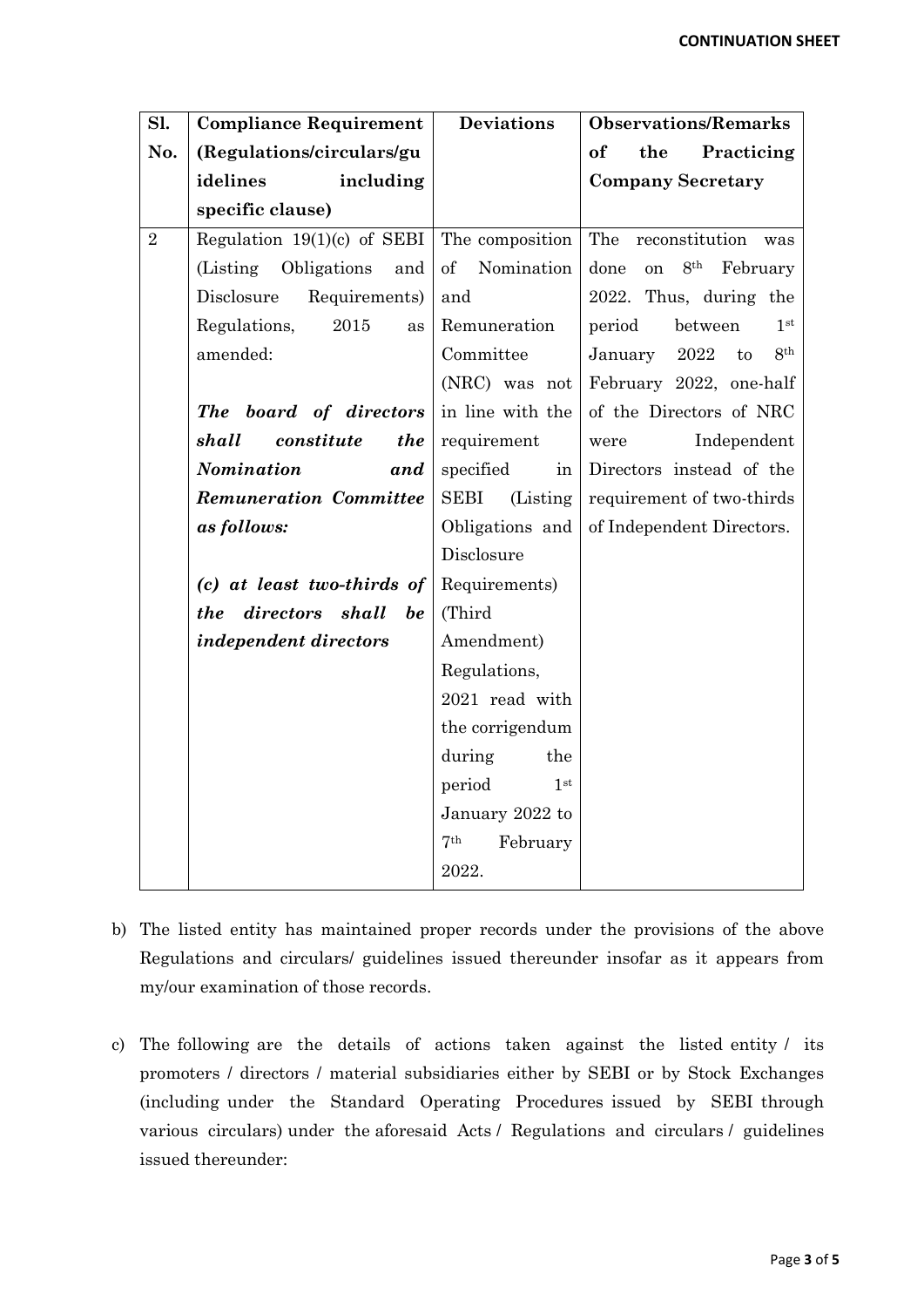| Sl. No. | Compliance Requirement (Regulations/circulars/guidelines including specific clause) | Deviations | Observations/Remarks of the Practicing Company Secretary |
|---|---|---|---|
| 2 | Regulation 19(1)(c) of SEBI (Listing Obligations and Disclosure Requirements) Regulations, 2015 as amended:<br><br>***The board of directors shall constitute the Nomination and Remuneration Committee as follows:***<br><br>***(c) at least two-thirds of the directors shall be independent directors*** | The composition of Nomination and Remuneration Committee (NRC) was not in line with the requirement specified in SEBI (Listing Obligations and Disclosure Requirements) (Third Amendment) Regulations, 2021 read with the corrigendum during the period 1st January 2022 to 7th February 2022. | The reconstitution was done on 8th February 2022. Thus, during the period between 1st January 2022 to 8th February 2022, one-half of the Directors of NRC were Independent Directors instead of the requirement of two-thirds of Independent Directors. |

b) The listed entity has maintained proper records under the provisions of the above Regulations and circulars/ guidelines issued thereunder insofar as it appears from my/our examination of those records.

c) The following are the details of actions taken against the listed entity / its promoters / directors / material subsidiaries either by SEBI or by Stock Exchanges (including under the Standard Operating Procedures issued by SEBI through various circulars) under the aforesaid Acts / Regulations and circulars / guidelines issued thereunder: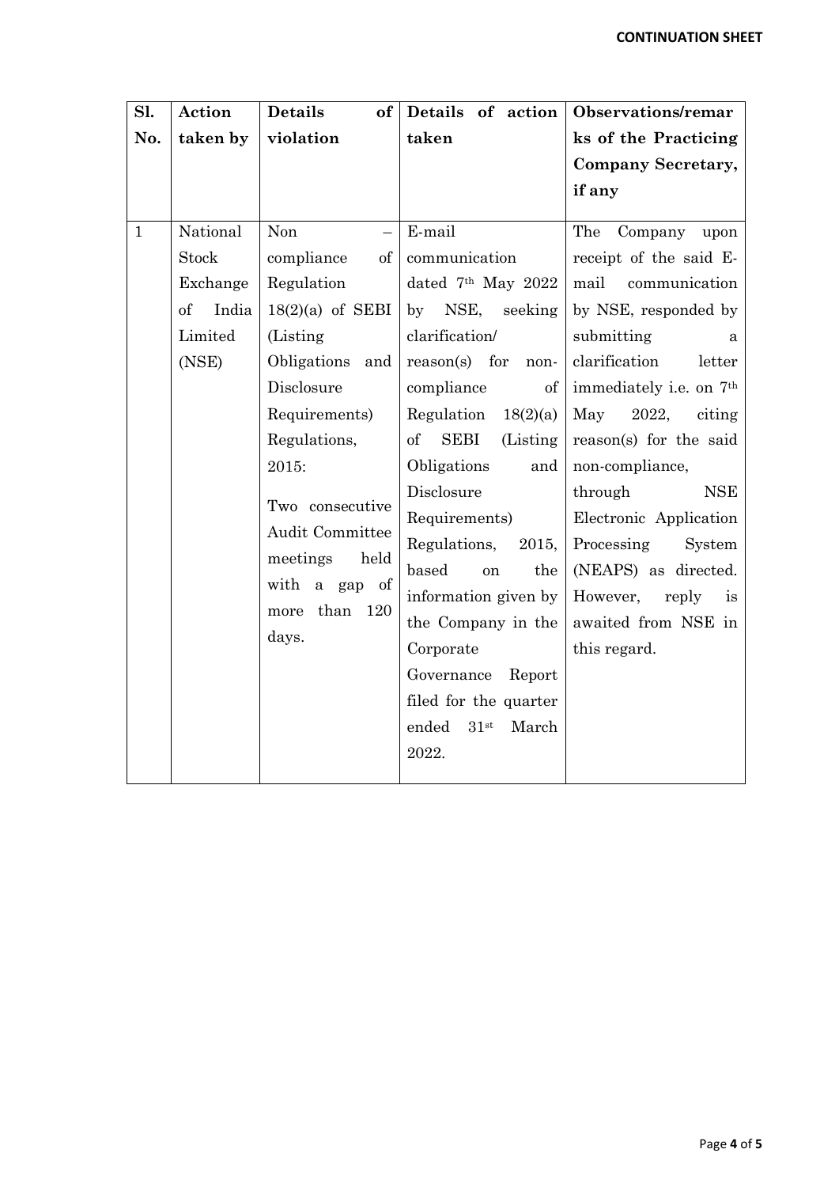**CONTINUATION SHEET**

| Sl. No. | Action taken by | Details of violation | Details of action taken | Observations/remarks of the Practicing Company Secretary, if any |
|---|---|---|---|---|
| 1 | National Stock Exchange of India Limited (NSE) | Non – compliance of Regulation 18(2)(a) of SEBI (Listing Obligations and Disclosure Requirements) Regulations, 2015:<br><br>Two consecutive Audit Committee meetings held with a gap of more than 120 days. | E-mail communication dated 7th May 2022 by NSE, seeking clarification/ reason(s) for non-compliance of Regulation 18(2)(a) of SEBI (Listing Obligations and Disclosure Requirements) Regulations, 2015, based on the information given by the Company in the Corporate Governance Report filed for the quarter ended 31st March 2022. | The Company upon receipt of the said E-mail communication by NSE, responded by submitting a clarification letter immediately i.e. on 7th May 2022, citing reason(s) for the said non-compliance, through NSE Electronic Application Processing System (NEAPS) as directed. However, reply is awaited from NSE in this regard. |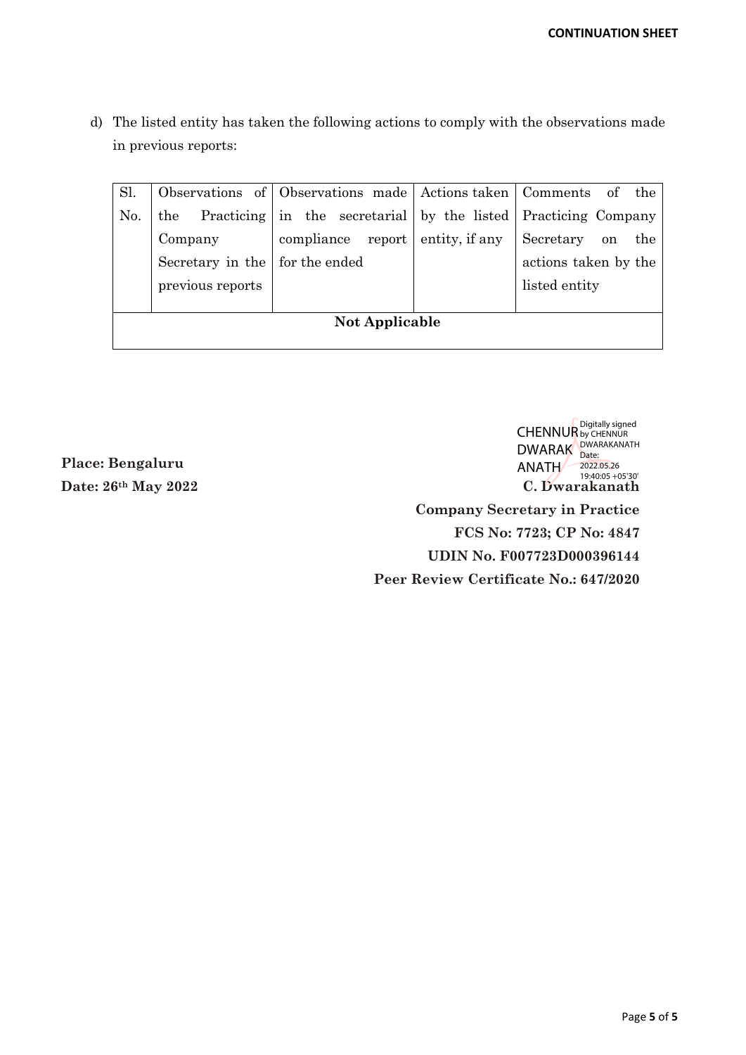d) The listed entity has taken the following actions to comply with the observations made in previous reports:

| Sl. No. | Observations of the Practicing Company Secretary in the previous reports | Observations made in the secretarial compliance report for the ended | Actions taken by the listed entity, if any | Comments of the Practicing Company Secretary on the actions taken by the listed entity |
|---|---|---|---|---|
| **Not Applicable** | | | | |

**Place: Bengaluru**
**Date: 26th May 2022**

CHENNUR DWARAKANATH
Digitally signed by CHENNUR DWARAKANATH
Date: 2022.05.26 19:40:05 +05'30'

**C. Dwarakanath**
**Company Secretary in Practice**
**FCS No: 7723; CP No: 4847**
**UDIN No. F007723D000396144**
**Peer Review Certificate No.: 647/2020**